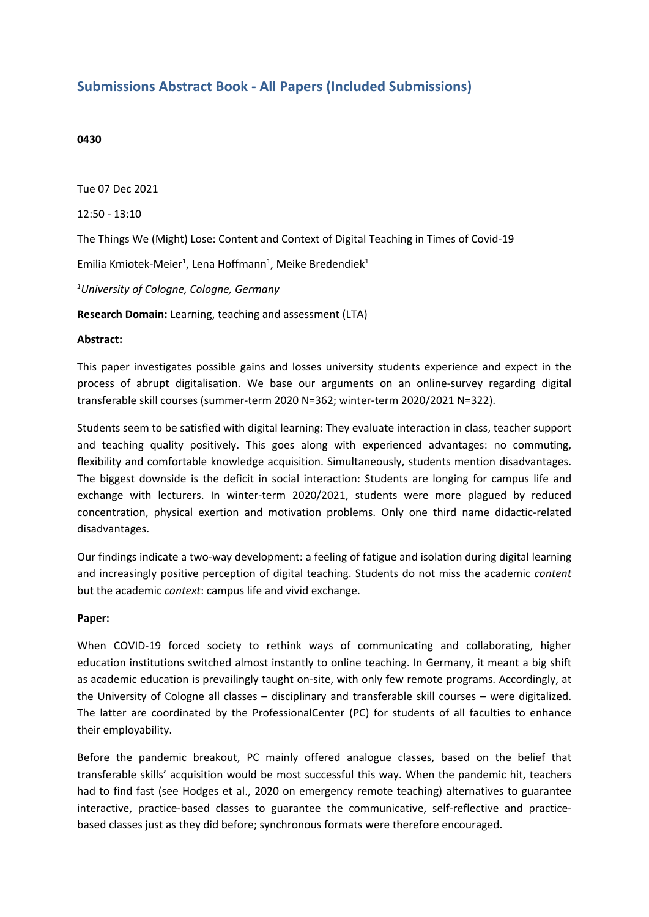## Submissions Abstract Book - All Papers (Included Submissions)

**0430**

Tue 07 Dec 2021

12:50 - 13:10

The Things We (Might) Lose: Content and Context of Digital Teaching in Times of Covid-19

Emilia Kmiotek-Meier[1], Lena Hoffmann[1], Meike Bredendiek[1]

*[1]University of Cologne, Cologne, Germany*

**Research Domain:** Learning, teaching and assessment (LTA)

**Abstract:**

This paper investigates possible gains and losses university students experience and expect in the process of abrupt digitalisation. We base our arguments on an online-survey regarding digital transferable skill courses (summer-term 2020 N=362; winter-term 2020/2021 N=322).

Students seem to be satisfied with digital learning: They evaluate interaction in class, teacher support and teaching quality positively. This goes along with experienced advantages: no commuting, flexibility and comfortable knowledge acquisition. Simultaneously, students mention disadvantages. The biggest downside is the deficit in social interaction: Students are longing for campus life and exchange with lecturers. In winter-term 2020/2021, students were more plagued by reduced concentration, physical exertion and motivation problems. Only one third name didactic-related disadvantages.

Our findings indicate a two-way development: a feeling of fatigue and isolation during digital learning and increasingly positive perception of digital teaching. Students do not miss the academic *content* but the academic *context*: campus life and vivid exchange.

**Paper:**

When COVID-19 forced society to rethink ways of communicating and collaborating, higher education institutions switched almost instantly to online teaching. In Germany, it meant a big shift as academic education is prevailingly taught on-site, with only few remote programs. Accordingly, at the University of Cologne all classes – disciplinary and transferable skill courses – were digitalized. The latter are coordinated by the ProfessionalCenter (PC) for students of all faculties to enhance their employability.

Before the pandemic breakout, PC mainly offered analogue classes, based on the belief that transferable skills' acquisition would be most successful this way. When the pandemic hit, teachers had to find fast (see Hodges et al., 2020 on emergency remote teaching) alternatives to guarantee interactive, practice-based classes to guarantee the communicative, self-reflective and practice-based classes just as they did before; synchronous formats were therefore encouraged.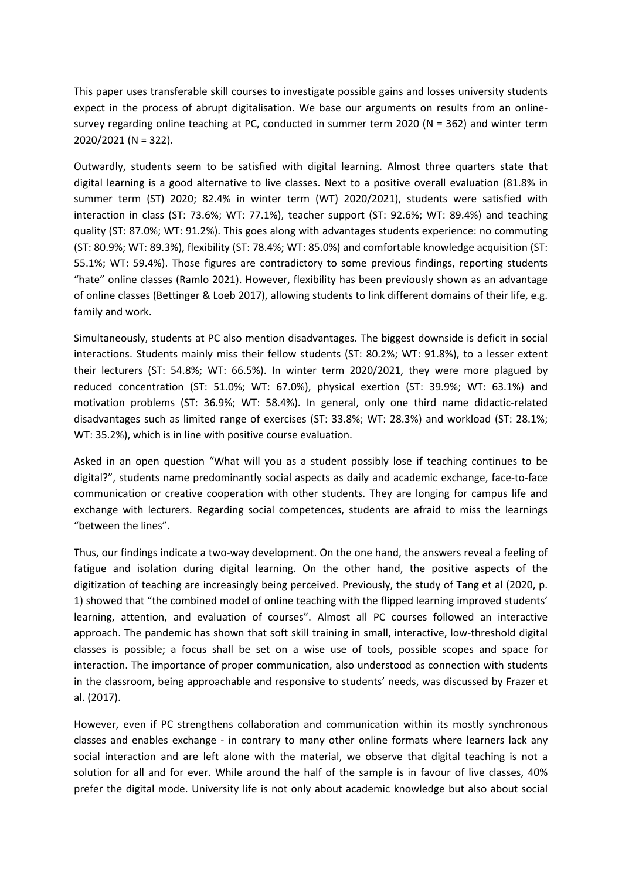This paper uses transferable skill courses to investigate possible gains and losses university students expect in the process of abrupt digitalisation. We base our arguments on results from an online-survey regarding online teaching at PC, conducted in summer term 2020 (N = 362) and winter term 2020/2021 (N = 322).

Outwardly, students seem to be satisfied with digital learning. Almost three quarters state that digital learning is a good alternative to live classes. Next to a positive overall evaluation (81.8% in summer term (ST) 2020; 82.4% in winter term (WT) 2020/2021), students were satisfied with interaction in class (ST: 73.6%; WT: 77.1%), teacher support (ST: 92.6%; WT: 89.4%) and teaching quality (ST: 87.0%; WT: 91.2%). This goes along with advantages students experience: no commuting (ST: 80.9%; WT: 89.3%), flexibility (ST: 78.4%; WT: 85.0%) and comfortable knowledge acquisition (ST: 55.1%; WT: 59.4%). Those figures are contradictory to some previous findings, reporting students "hate" online classes (Ramlo 2021). However, flexibility has been previously shown as an advantage of online classes (Bettinger & Loeb 2017), allowing students to link different domains of their life, e.g. family and work.

Simultaneously, students at PC also mention disadvantages. The biggest downside is deficit in social interactions. Students mainly miss their fellow students (ST: 80.2%; WT: 91.8%), to a lesser extent their lecturers (ST: 54.8%; WT: 66.5%). In winter term 2020/2021, they were more plagued by reduced concentration (ST: 51.0%; WT: 67.0%), physical exertion (ST: 39.9%; WT: 63.1%) and motivation problems (ST: 36.9%; WT: 58.4%). In general, only one third name didactic-related disadvantages such as limited range of exercises (ST: 33.8%; WT: 28.3%) and workload (ST: 28.1%; WT: 35.2%), which is in line with positive course evaluation.

Asked in an open question "What will you as a student possibly lose if teaching continues to be digital?", students name predominantly social aspects as daily and academic exchange, face-to-face communication or creative cooperation with other students. They are longing for campus life and exchange with lecturers. Regarding social competences, students are afraid to miss the learnings "between the lines".

Thus, our findings indicate a two-way development. On the one hand, the answers reveal a feeling of fatigue and isolation during digital learning. On the other hand, the positive aspects of the digitization of teaching are increasingly being perceived. Previously, the study of Tang et al (2020, p. 1) showed that "the combined model of online teaching with the flipped learning improved students' learning, attention, and evaluation of courses". Almost all PC courses followed an interactive approach. The pandemic has shown that soft skill training in small, interactive, low-threshold digital classes is possible; a focus shall be set on a wise use of tools, possible scopes and space for interaction. The importance of proper communication, also understood as connection with students in the classroom, being approachable and responsive to students' needs, was discussed by Frazer et al. (2017).

However, even if PC strengthens collaboration and communication within its mostly synchronous classes and enables exchange - in contrary to many other online formats where learners lack any social interaction and are left alone with the material, we observe that digital teaching is not a solution for all and for ever. While around the half of the sample is in favour of live classes, 40% prefer the digital mode. University life is not only about academic knowledge but also about social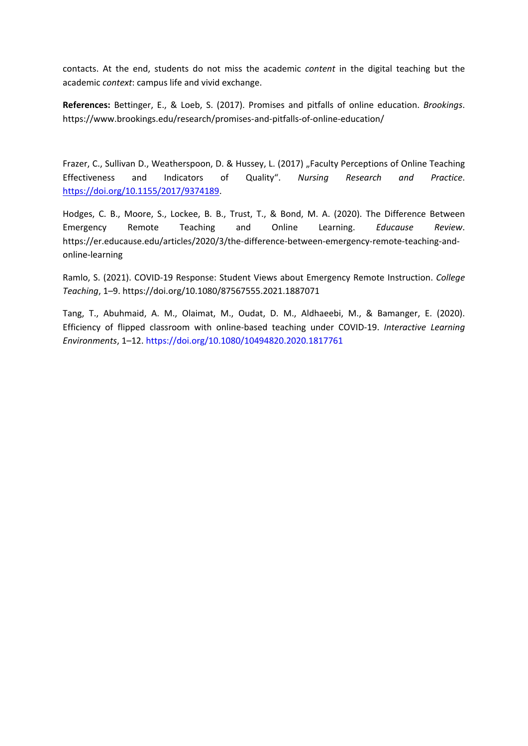contacts. At the end, students do not miss the academic *content* in the digital teaching but the academic *context*: campus life and vivid exchange.

**References:** Bettinger, E., & Loeb, S. (2017). Promises and pitfalls of online education. *Brookings*. https://www.brookings.edu/research/promises-and-pitfalls-of-online-education/

Frazer, C., Sullivan D., Weatherspoon, D. & Hussey, L. (2017) „Faculty Perceptions of Online Teaching Effectiveness and Indicators of Quality". *Nursing Research and Practice*. https://doi.org/10.1155/2017/9374189.

Hodges, C. B., Moore, S., Lockee, B. B., Trust, T., & Bond, M. A. (2020). The Difference Between Emergency Remote Teaching and Online Learning. *Educause Review*. https://er.educause.edu/articles/2020/3/the-difference-between-emergency-remote-teaching-and-online-learning

Ramlo, S. (2021). COVID-19 Response: Student Views about Emergency Remote Instruction. *College Teaching*, 1–9. https://doi.org/10.1080/87567555.2021.1887071

Tang, T., Abuhmaid, A. M., Olaimat, M., Oudat, D. M., Aldhaeebi, M., & Bamanger, E. (2020). Efficiency of flipped classroom with online-based teaching under COVID-19. *Interactive Learning Environments*, 1–12. https://doi.org/10.1080/10494820.2020.1817761